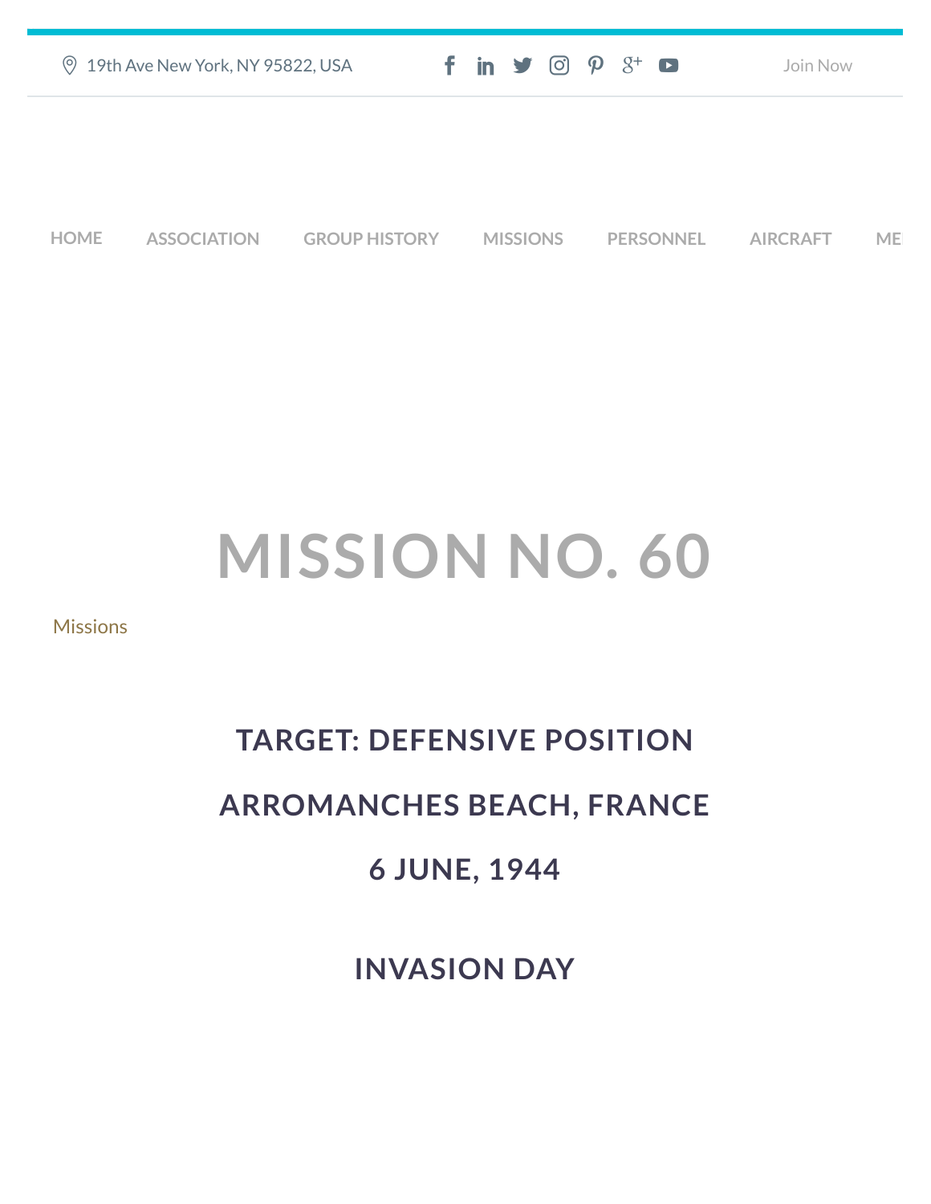19th Ave New York, NY 95822, USA

Join Now

HOME ASSOCIATION GROUP HISTORY MISSIONS PERSONNEL AIRCRAFT ME

# MISSION NO. 60

Missions

## TARGET: DEFENSIVE POSITION

## ARROMANCHES BEACH, FRANCE

## 6 JUNE, 1944

## INVASION DAY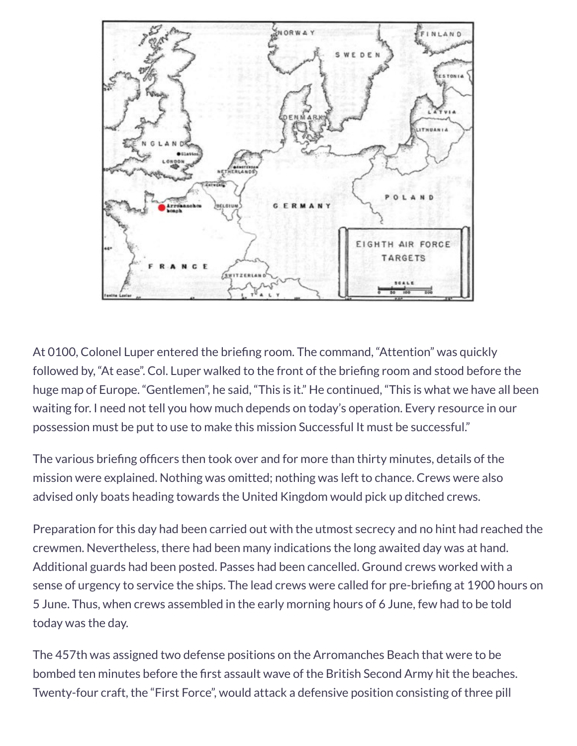At 0100, Colonel Luper entered the briefing room. The command, "Attention" was quickly followed by, "At ease". Col. Luper walked to the front of the briefing room and stood before the huge map of Europe. "Gentlemen", he said, "This is it." He continued, "This is what we have all been waiting for. I need not tell you how much depends on today's operation. Every resource in our possession must be put to use to make this mission Successful It must be successful."

The various briefing officers then took over and for more than thirty minutes, details of the mission were explained. Nothing was omitted; nothing was left to chance. Crews were also advised only boats heading towards the United Kingdom would pick up ditched crews.

Preparation for this day had been carried out with the utmost secrecy and no hint had reached the crewmen. Nevertheless, there had been many indications the long awaited day was at hand. Additional guards had been posted. Passes had been cancelled. Ground crews worked with a sense of urgency to service the ships. The lead crews were called for pre-briefing at 1900 hours on 5 June. Thus, when crews assembled in the early morning hours of 6 June, few had to be told today was the day.

The 457th was assigned two defense positions on the Arromanches Beach that were to be bombed ten minutes before the first assault wave of the British Second Army hit the beaches. Twenty-four craft, the "First Force", would attack a defensive position consisting of three pill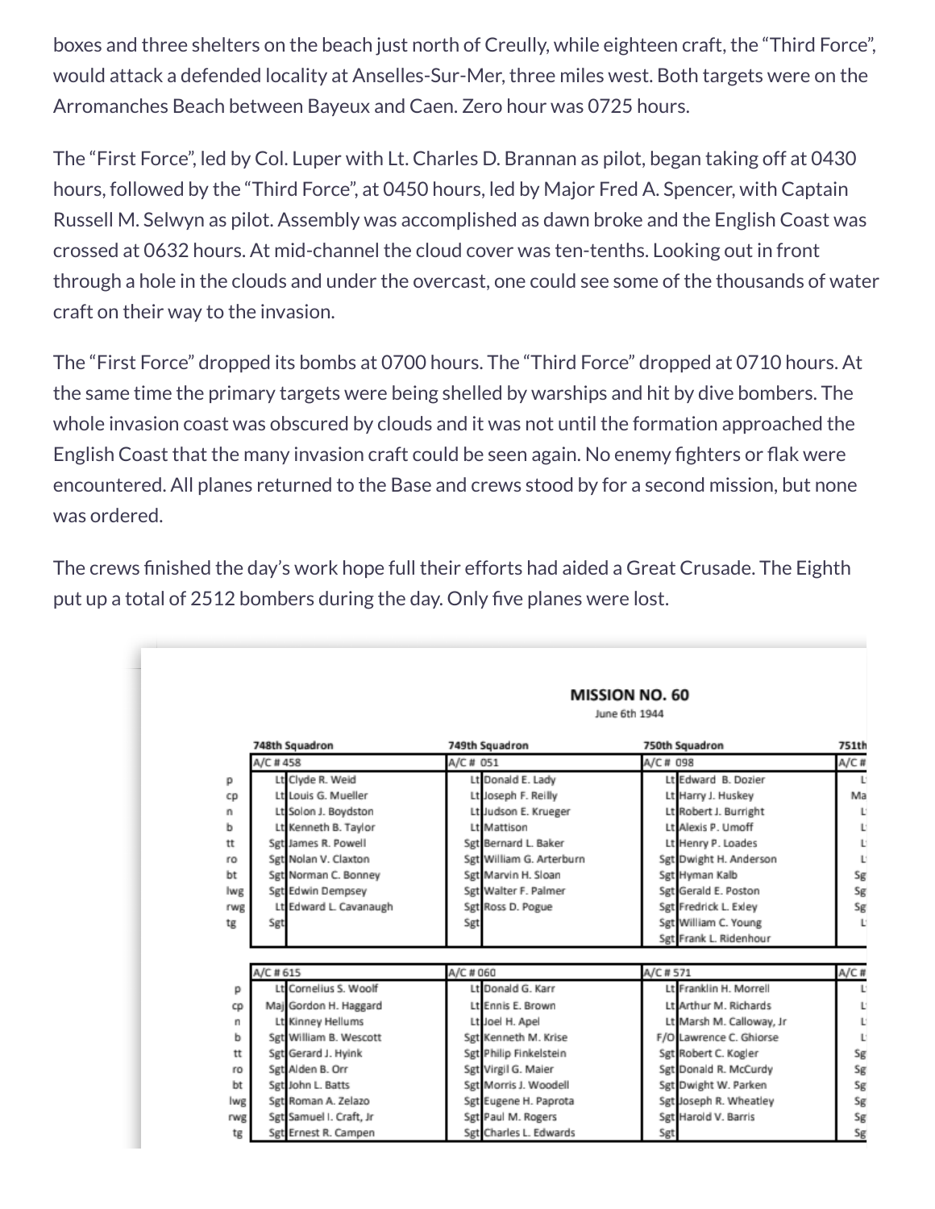boxes and three shelters on the beach just north of Creully, while eighteen craft, the "Third Force", would attack a defended locality at Anselles-Sur-Mer, three miles west. Both targets were on the Arromanches Beach between Bayeux and Caen. Zero hour was 0725 hours.

The "First Force", led by Col. Luper with Lt. Charles D. Brannan as pilot, began taking off at 0430 hours, followed by the "Third Force", at 0450 hours, led by Major Fred A. Spencer, with Captain Russell M. Selwyn as pilot. Assembly was accomplished as dawn broke and the English Coast was crossed at 0632 hours. At mid-channel the cloud cover was ten-tenths. Looking out in front through a hole in the clouds and under the overcast, one could see some of the thousands of water craft on their way to the invasion.

The "First Force" dropped its bombs at 0700 hours. The "Third Force" dropped at 0710 hours. At the same time the primary targets were being shelled by warships and hit by dive bombers. The whole invasion coast was obscured by clouds and it was not until the formation approached the English Coast that the many invasion craft could be seen again. No enemy fighters or flak were encountered. All planes returned to the Base and crews stood by for a second mission, but none was ordered.

The crews finished the day's work hope full their efforts had aided a Great Crusade. The Eighth put up a total of 2512 bombers during the day. Only five planes were lost.

## MISSION NO. 60

June 6th 1944

| | 748th Squadron | 749th Squadron | 750th Squadron | 751th |
|---|---|---|---|---|
| | A/C # 458 | A/C # 051 | A/C # 098 | A/C # |
| p | Lt Clyde R. Weid | Lt Donald E. Lady | Lt Edward B. Dozier | L |
| cp | Lt Louis G. Mueller | Lt Joseph F. Reilly | Lt Harry J. Huskey | Ma |
| n | Lt Solon J. Boydston | Lt Judson E. Krueger | Lt Robert J. Burright | L |
| b | Lt Kenneth B. Taylor | Lt Mattison | Lt Alexis P. Umoff | L |
| tt | Sgt James R. Powell | Sgt Bernard L. Baker | Lt Henry P. Loades | L |
| ro | Sgt Nolan V. Claxton | Sgt William G. Arterburn | Sgt Dwight H. Anderson | L |
| bt | Sgt Norman C. Bonney | Sgt Marvin H. Sloan | Sgt Hyman Kalb | Sg |
| lwg | Sgt Edwin Dempsey | Sgt Walter F. Palmer | Sgt Gerald E. Poston | Sg |
| rwg | Lt Edward L. Cavanaugh | Sgt Ross D. Pogue | Sgt Fredrick L. Exley | Sg |
| tg | Sgt | Sgt | Sgt William C. Young | L |
| | | | Sgt Frank L. Ridenhour | |
| | A/C # 615 | A/C # 060 | A/C # 571 | A/C # |
| p | Lt Cornelius S. Woolf | Lt Donald G. Karr | Lt Franklin H. Morrell | L |
| cp | Maj Gordon H. Haggard | Lt Ennis E. Brown | Lt Arthur M. Richards | L |
| n | Lt Kinney Hellums | Lt Joel H. Apel | Lt Marsh M. Calloway, Jr | L |
| b | Sgt William B. Wescott | Sgt Kenneth M. Krise | F/O Lawrence C. Ghiorse | L |
| tt | Sgt Gerard J. Hyink | Sgt Philip Finkelstein | Sgt Robert C. Kogler | Sg |
| ro | Sgt Alden B. Orr | Sgt Virgil G. Maier | Sgt Donald R. McCurdy | Sg |
| bt | Sgt John L. Batts | Sgt Morris J. Woodell | Sgt Dwight W. Parken | Sg |
| lwg | Sgt Roman A. Zelazo | Sgt Eugene H. Paprota | Sgt Joseph R. Wheatley | Sg |
| rwg | Sgt Samuel I. Craft, Jr | Sgt Paul M. Rogers | Sgt Harold V. Barris | Sg |
| tg | Sgt Ernest R. Campen | Sgt Charles L. Edwards | Sgt | Sg |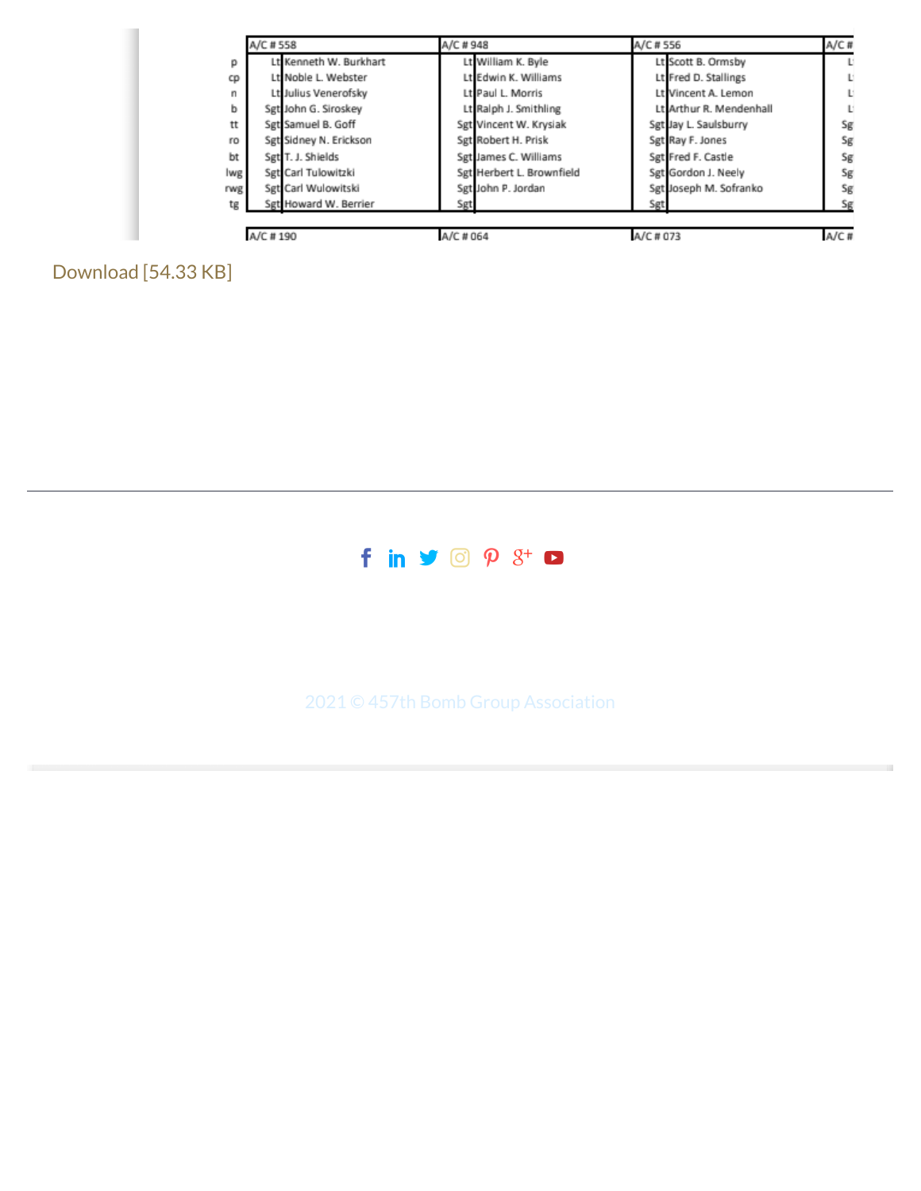| | A/C # 558 | | A/C # 948 | | A/C # 556 | | A/C # |
|---|---|---|---|---|---|---|---|
| p | Lt | Kenneth W. Burkhart | Lt | William K. Byle | Lt | Scott B. Ormsby | L |
| cp | Lt | Noble L. Webster | Lt | Edwin K. Williams | Lt | Fred D. Stallings | L |
| n | Lt | Julius Venerofsky | Lt | Paul L. Morris | Lt | Vincent A. Lemon | L |
| b | Sgt | John G. Siroskey | Lt | Ralph J. Smithling | Lt | Arthur R. Mendenhall | L |
| tt | Sgt | Samuel B. Goff | Sgt | Vincent W. Krysiak | Sgt | Jay L. Saulsburry | Sg |
| ro | Sgt | Sidney N. Erickson | Sgt | Robert H. Prisk | Sgt | Ray F. Jones | Sg |
| bt | Sgt | T. J. Shields | Sgt | James C. Williams | Sgt | Fred F. Castle | Sg |
| lwg | Sgt | Carl Tulowitzki | Sgt | Herbert L. Brownfield | Sgt | Gordon J. Neely | Sg |
| rwg | Sgt | Carl Wulowitski | Sgt | John P. Jordan | Sgt | Joseph M. Sofranko | Sg |
| tg | Sgt | Howard W. Berrier | Sgt | | Sgt | | Sg |

| A/C # 190 | A/C # 064 | A/C # 073 | A/C # |
|---|---|---|---|

Download [54.33 KB]

2021 © 457th Bomb Group Association